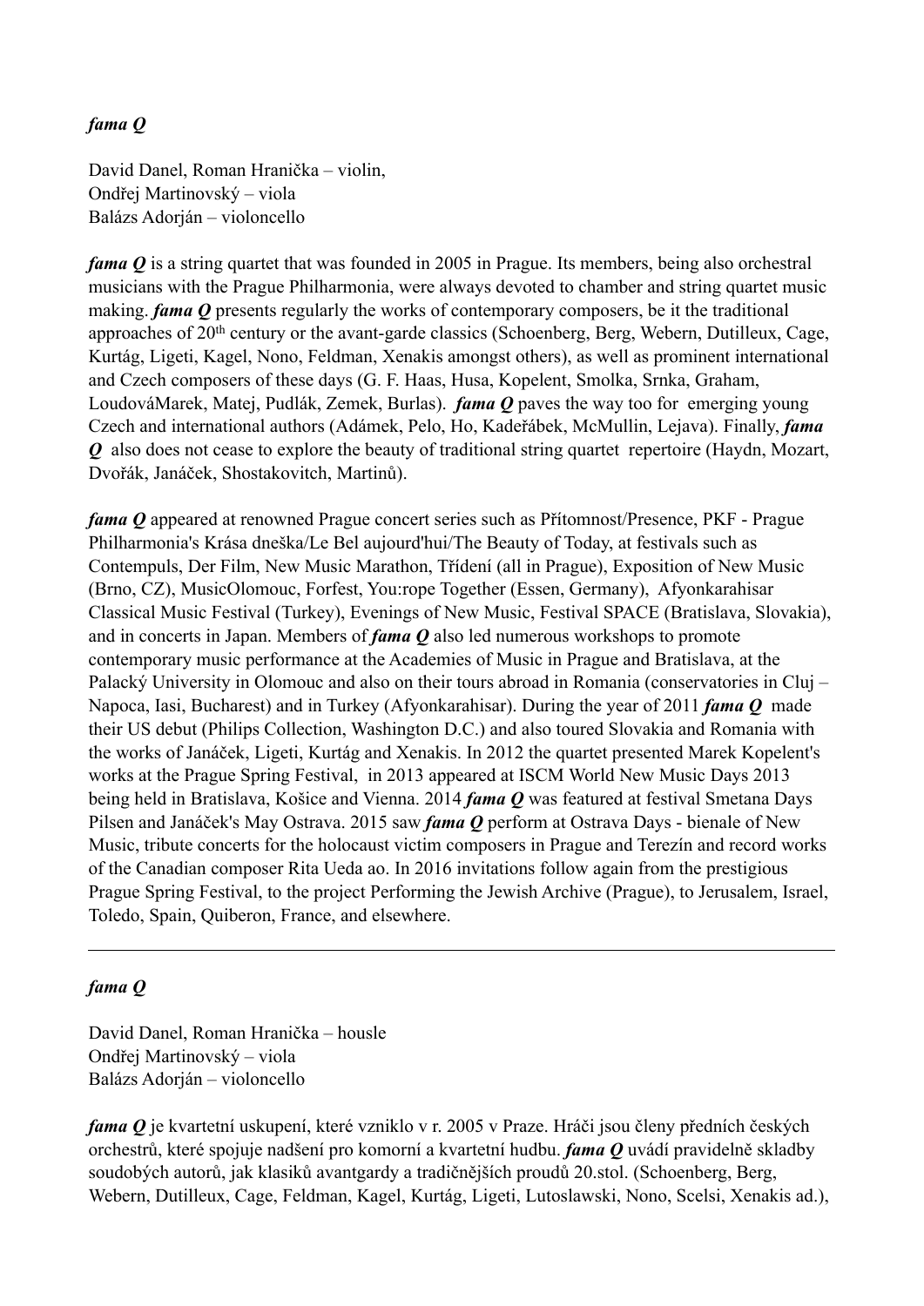***fama Q***

David Danel, Roman Hranička – violin,
Ondřej Martinovský – viola
Balázs Adorján – violoncello

***fama Q*** is a string quartet that was founded in 2005 in Prague. Its members, being also orchestral musicians with the Prague Philharmonia, were always devoted to chamber and string quartet music making. ***fama Q*** presents regularly the works of contemporary composers, be it the traditional approaches of 20th century or the avant-garde classics (Schoenberg, Berg, Webern, Dutilleux, Cage, Kurtág, Ligeti, Kagel, Nono, Feldman, Xenakis amongst others), as well as prominent international and Czech composers of these days (G. F. Haas, Husa, Kopelent, Smolka, Srnka, Graham, LoudováMarek, Matej, Pudlák, Zemek, Burlas). ***fama Q*** paves the way too for emerging young Czech and international authors (Adámek, Pelo, Ho, Kadeřábek, McMullin, Lejava). Finally, ***fama Q*** also does not cease to explore the beauty of traditional string quartet repertoire (Haydn, Mozart, Dvořák, Janáček, Shostakovitch, Martinů).

***fama Q*** appeared at renowned Prague concert series such as Přítomnost/Presence, PKF - Prague Philharmonia's Krása dneška/Le Bel aujourd'hui/The Beauty of Today, at festivals such as Contempuls, Der Film, New Music Marathon, Třídění (all in Prague), Exposition of New Music (Brno, CZ), MusicOlomouc, Forfest, You:rope Together (Essen, Germany), Afyonkarahisar Classical Music Festival (Turkey), Evenings of New Music, Festival SPACE (Bratislava, Slovakia), and in concerts in Japan. Members of ***fama Q*** also led numerous workshops to promote contemporary music performance at the Academies of Music in Prague and Bratislava, at the Palacký University in Olomouc and also on their tours abroad in Romania (conservatories in Cluj – Napoca, Iasi, Bucharest) and in Turkey (Afyonkarahisar). During the year of 2011 ***fama Q*** made their US debut (Philips Collection, Washington D.C.) and also toured Slovakia and Romania with the works of Janáček, Ligeti, Kurtág and Xenakis. In 2012 the quartet presented Marek Kopelent's works at the Prague Spring Festival, in 2013 appeared at ISCM World New Music Days 2013 being held in Bratislava, Košice and Vienna. 2014 ***fama Q*** was featured at festival Smetana Days Pilsen and Janáček's May Ostrava. 2015 saw ***fama Q*** perform at Ostrava Days - bienale of New Music, tribute concerts for the holocaust victim composers in Prague and Terezín and record works of the Canadian composer Rita Ueda ao. In 2016 invitations follow again from the prestigious Prague Spring Festival, to the project Performing the Jewish Archive (Prague), to Jerusalem, Israel, Toledo, Spain, Quiberon, France, and elsewhere.

---

***fama Q***

David Danel, Roman Hranička – housle
Ondřej Martinovský – viola
Balázs Adorján – violoncello

***fama Q*** je kvartetní uskupení, které vzniklo v r. 2005 v Praze. Hráči jsou členy předních českých orchestrů, které spojuje nadšení pro komorní a kvartetní hudbu. ***fama Q*** uvádí pravidelně skladby soudobých autorů, jak klasiků avantgardy a tradičnějších proudů 20.stol. (Schoenberg, Berg, Webern, Dutilleux, Cage, Feldman, Kagel, Kurtág, Ligeti, Lutoslawski, Nono, Scelsi, Xenakis ad.),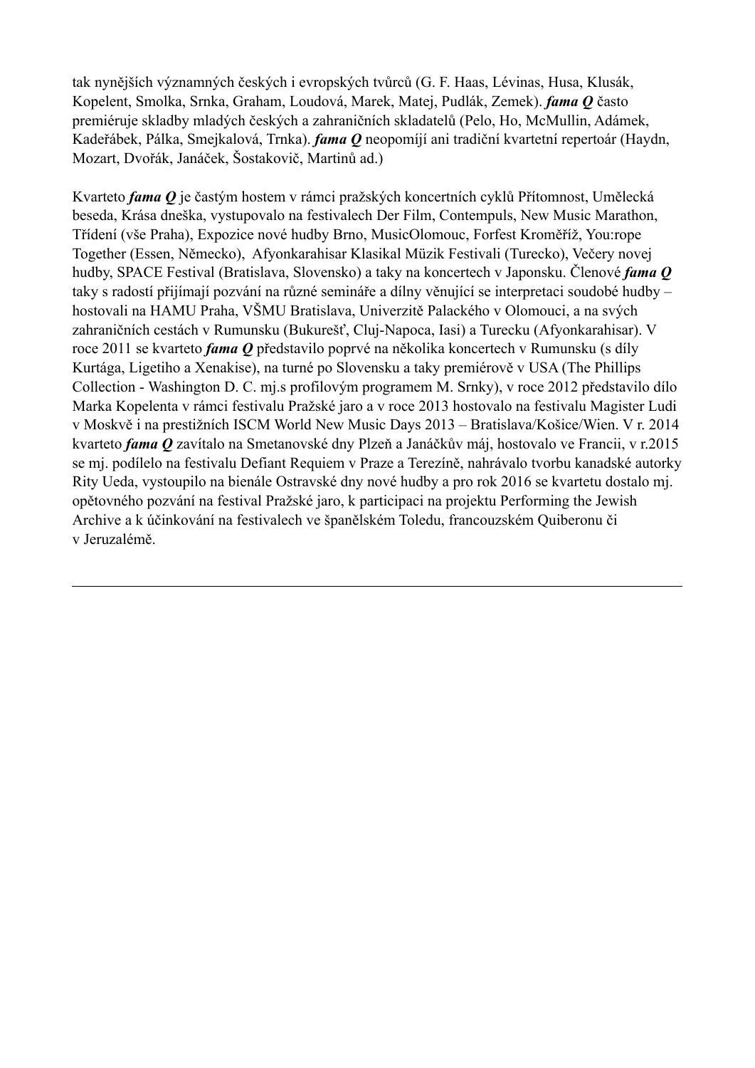tak nynějších významných českých i evropských tvůrců (G. F. Haas, Lévinas, Husa, Klusák, Kopelent, Smolka, Srnka, Graham, Loudová, Marek, Matej, Pudlák, Zemek). ***fama Q*** často premiéruje skladby mladých českých a zahraničních skladatelů (Pelo, Ho, McMullin, Adámek, Kadeřábek, Pálka, Smejkalová, Trnka). ***fama Q*** neopomíjí ani tradiční kvartetní repertoár (Haydn, Mozart, Dvořák, Janáček, Šostakovič, Martinů ad.)

Kvarteto ***fama Q*** je častým hostem v rámci pražských koncertních cyklů Přítomnost, Umělecká beseda, Krása dneška, vystupovalo na festivalech Der Film, Contempuls, New Music Marathon, Třídení (vše Praha), Expozice nové hudby Brno, MusicOlomouc, Forfest Kroměříž, You:rope Together (Essen, Německo),  Afyonkarahisar Klasikal Müzik Festivali (Turecko), Večery novej hudby, SPACE Festival (Bratislava, Slovensko) a taky na koncertech v Japonsku. Členové ***fama Q*** taky s radostí přijímají pozvání na různé semináře a dílny věnující se interpretaci soudobé hudby – hostovali na HAMU Praha, VŠMU Bratislava, Univerzitě Palackého v Olomouci, a na svých zahraničních cestách v Rumunsku (Bukurešť, Cluj-Napoca, Iasi) a Turecku (Afyonkarahisar). V roce 2011 se kvarteto ***fama Q*** představilo poprvé na několika koncertech v Rumunsku (s díly Kurtága, Ligetiho a Xenakise), na turné po Slovensku a taky premiérově v USA (The Phillips Collection - Washington D. C. mj.s profilovým programem M. Srnky), v roce 2012 představilo dílo Marka Kopelenta v rámci festivalu Pražské jaro a v roce 2013 hostovalo na festivalu Magister Ludi v Moskvě i na prestižních ISCM World New Music Days 2013 – Bratislava/Košice/Wien. V r. 2014 kvarteto ***fama Q*** zavítalo na Smetanovské dny Plzeň a Janáčkův máj, hostovalo ve Francii, v r.2015 se mj. podílelo na festivalu Defiant Requiem v Praze a Terezíně, nahrávalo tvorbu kanadské autorky Rity Ueda, vystoupilo na bienále Ostravské dny nové hudby a pro rok 2016 se kvartetu dostalo mj. opětovného pozvání na festival Pražské jaro, k participaci na projektu Performing the Jewish Archive a k účinkování na festivalech ve španělském Toledu, francouzském Quiberonu či v Jeruzalémě.

---